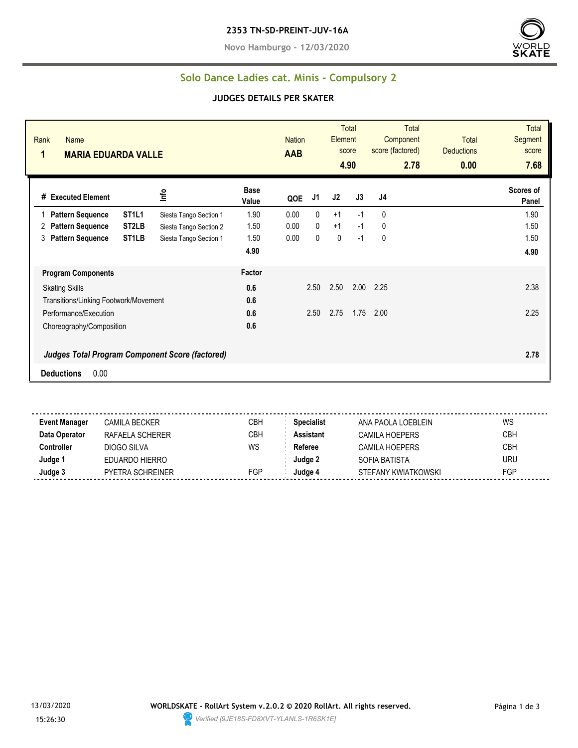**2353 TN-SD-PREINT-JUV-16A**

**Novo Hamburgo - 12/03/2020**

## Solo Dance Ladies cat. Minis - Compulsory 2

### JUDGES DETAILS PER SKATER

| Rank | Name | Nation | Total Element score | Total Component score (factored) | Total Deductions | Total Segment score |
|---|---|---|---|---|---|---|
| 1 | MARIA EDUARDA VALLE | AAB | 4.90 | 2.78 | 0.00 | 7.68 |

| # | Executed Element | | Info | Base Value | QOE | J1 | J2 | J3 | J4 | Scores of Panel |
|---|---|---|---|---|---|---|---|---|---|---|
| 1 | Pattern Sequence | ST1L1 | Siesta Tango Section 1 | 1.90 | 0.00 | 0 | +1 | -1 | 0 | 1.90 |
| 2 | Pattern Sequence | ST2LB | Siesta Tango Section 2 | 1.50 | 0.00 | 0 | +1 | -1 | 0 | 1.50 |
| 3 | Pattern Sequence | ST1LB | Siesta Tango Section 1 | 1.50 | 0.00 | 0 | 0 | -1 | 0 | 1.50 |
| | | | | 4.90 | | | | | | 4.90 |

| Program Components | Factor | J1 | J2 | J3 | J4 | |
|---|---|---|---|---|---|---|
| Skating Skills | 0.6 | 2.50 | 2.50 | 2.00 | 2.25 | 2.38 |
| Transitions/Linking Footwork/Movement | 0.6 | | | | | |
| Performance/Execution | 0.6 | 2.50 | 2.75 | 1.75 | 2.00 | 2.25 |
| Choreography/Composition | 0.6 | | | | | |
| *Judges Total Program Component Score (factored)* | | | | | | 2.78 |

**Deductions** 0.00

| | | | | | |
|---|---|---|---|---|---|
| **Event Manager** | CAMILA BECKER | CBH | **Specialist** | ANA PAOLA LOEBLEIN | WS |
| **Data Operator** | RAFAELA SCHERER | CBH | **Assistant** | CAMILA HOEPERS | CBH |
| **Controller** | DIOGO SILVA | WS | **Referee** | CAMILA HOEPERS | CBH |
| **Judge 1** | EDUARDO HIERRO | | **Judge 2** | SOFIA BATISTA | URU |
| **Judge 3** | PYETRA SCHREINER | FGP | **Judge 4** | STEFANY KWIATKOWSKI | FGP |

13/03/2020 15:26:30

**WORLDSKATE - RollArt System v.2.0.2 © 2020 RollArt. All rights reserved.**

*Verified [9JE18S-FD8XVT-YLANLS-1R6SK1E]*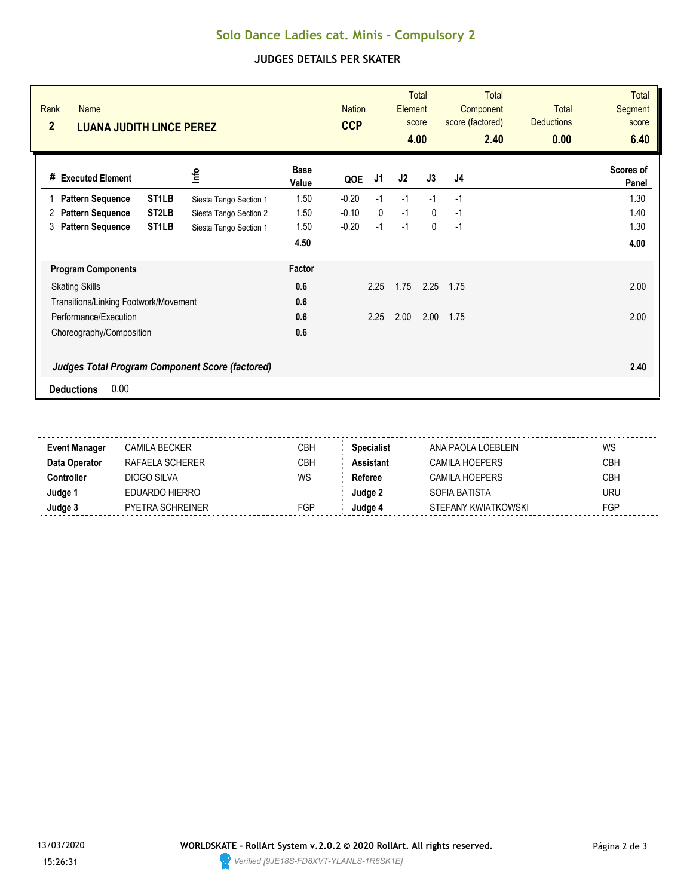# Solo Dance Ladies cat. Minis - Compulsory 2

## JUDGES DETAILS PER SKATER

| Rank | Name | Nation | Total Element score | Total Component score (factored) | Total Deductions | Total Segment score |
|---|---|---|---|---|---|---|
| 2 | **LUANA JUDITH LINCE PEREZ** | **CCP** | **4.00** | **2.40** | **0.00** | **6.40** |

| # | Executed Element | | Info | Base Value | QOE | J1 | J2 | J3 | J4 | Scores of Panel |
|---|---|---|---|---|---|---|---|---|---|---|
| 1 | **Pattern Sequence** | **ST1LB** | Siesta Tango Section 1 | 1.50 | -0.20 | -1 | -1 | -1 | -1 | 1.30 |
| 2 | **Pattern Sequence** | **ST2LB** | Siesta Tango Section 2 | 1.50 | -0.10 | 0 | -1 | 0 | -1 | 1.40 |
| 3 | **Pattern Sequence** | **ST1LB** | Siesta Tango Section 1 | 1.50 | -0.20 | -1 | -1 | 0 | -1 | 1.30 |
| | | | | **4.50** | | | | | | **4.00** |

| **Program Components** | **Factor** | J1 | J2 | J3 | J4 | |
|---|---|---|---|---|---|---|
| Skating Skills | **0.6** | 2.25 | 1.75 | 2.25 | 1.75 | 2.00 |
| Transitions/Linking Footwork/Movement | **0.6** | | | | | |
| Performance/Execution | **0.6** | 2.25 | 2.00 | 2.00 | 1.75 | 2.00 |
| Choreography/Composition | **0.6** | | | | | |
| ***Judges Total Program Component Score (factored)*** | | | | | | **2.40** |

**Deductions** 0.00

| | | | | | |
|---|---|---|---|---|---|
| **Event Manager** | CAMILA BECKER | CBH | **Specialist** | ANA PAOLA LOEBLEIN | WS |
| **Data Operator** | RAFAELA SCHERER | CBH | **Assistant** | CAMILA HOEPERS | CBH |
| **Controller** | DIOGO SILVA | WS | **Referee** | CAMILA HOEPERS | CBH |
| **Judge 1** | EDUARDO HIERRO | | **Judge 2** | SOFIA BATISTA | URU |
| **Judge 3** | PYETRA SCHREINER | FGP | **Judge 4** | STEFANY KWIATKOWSKI | FGP |

13/03/2020 15:26:31

**WORLDSKATE - RollArt System v.2.0.2 © 2020 RollArt. All rights reserved.**

*Verified [9JE18S-FD8XVT-YLANLS-1R6SK1E]*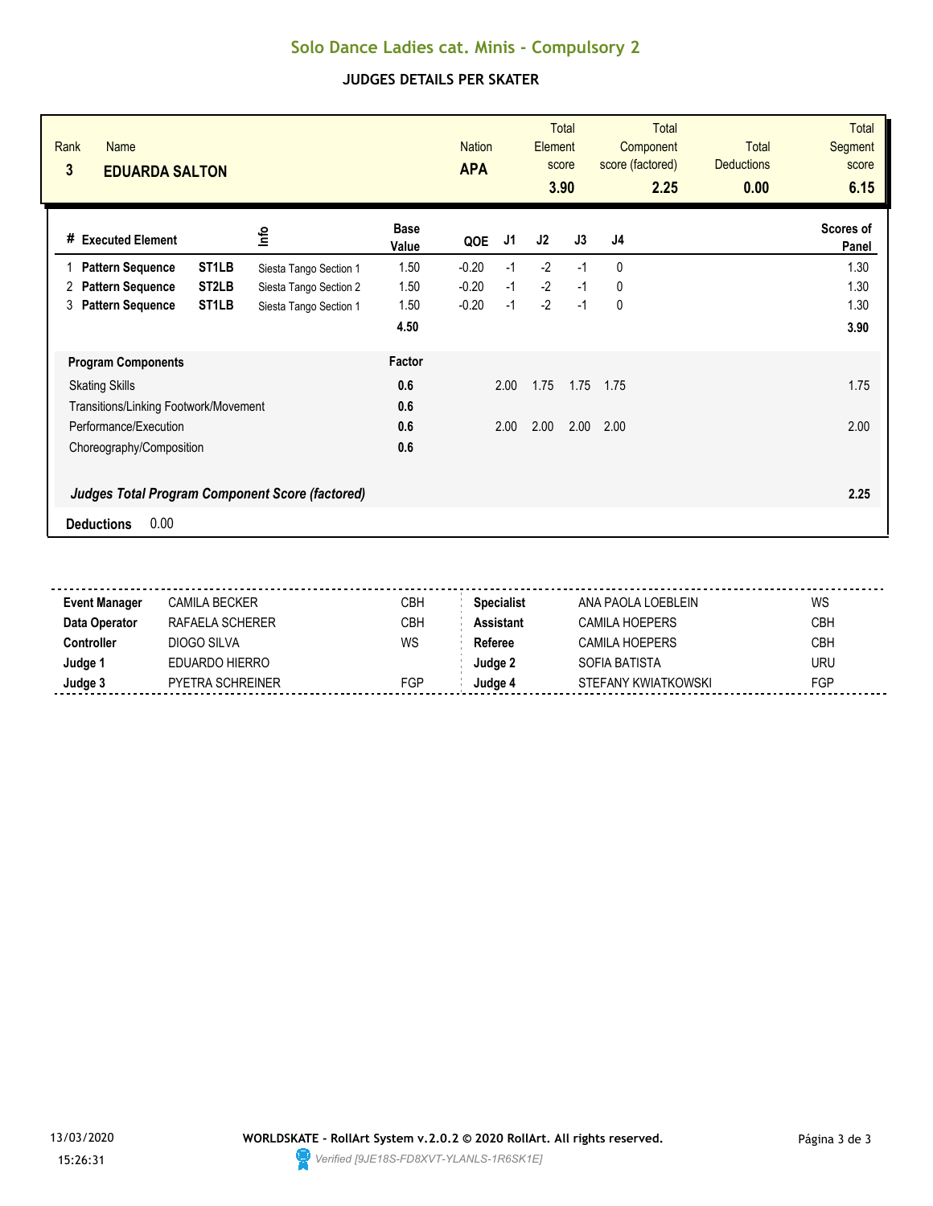# Solo Dance Ladies cat. Minis - Compulsory 2

## JUDGES DETAILS PER SKATER

| Rank | Name | Nation | Total Element score | Total Component score (factored) | Total Deductions | Total Segment score |
|---|---|---|---|---|---|---|
| 3 | **EDUARDA SALTON** | **APA** | **3.90** | **2.25** | **0.00** | **6.15** |

| # | Executed Element | | Info | Base Value | QOE | J1 | J2 | J3 | J4 | Scores of Panel |
|---|---|---|---|---|---|---|---|---|---|---|
| 1 | Pattern Sequence | ST1LB | Siesta Tango Section 1 | 1.50 | -0.20 | -1 | -2 | -1 | 0 | 1.30 |
| 2 | Pattern Sequence | ST2LB | Siesta Tango Section 2 | 1.50 | -0.20 | -1 | -2 | -1 | 0 | 1.30 |
| 3 | Pattern Sequence | ST1LB | Siesta Tango Section 1 | 1.50 | -0.20 | -1 | -2 | -1 | 0 | 1.30 |
| | | | | **4.50** | | | | | | **3.90** |

| Program Components | Factor | J1 | J2 | J3 | J4 | |
|---|---|---|---|---|---|---|
| Skating Skills | 0.6 | 2.00 | 1.75 | 1.75 | 1.75 | 1.75 |
| Transitions/Linking Footwork/Movement | 0.6 | | | | | |
| Performance/Execution | 0.6 | 2.00 | 2.00 | 2.00 | 2.00 | 2.00 |
| Choreography/Composition | 0.6 | | | | | |
| ***Judges Total Program Component Score (factored)*** | | | | | | **2.25** |

**Deductions** 0.00

| | | | | | |
|---|---|---|---|---|---|
| **Event Manager** | CAMILA BECKER | CBH | **Specialist** | ANA PAOLA LOEBLEIN | WS |
| **Data Operator** | RAFAELA SCHERER | CBH | **Assistant** | CAMILA HOEPERS | CBH |
| **Controller** | DIOGO SILVA | WS | **Referee** | CAMILA HOEPERS | CBH |
| **Judge 1** | EDUARDO HIERRO | | **Judge 2** | SOFIA BATISTA | URU |
| **Judge 3** | PYETRA SCHREINER | FGP | **Judge 4** | STEFANY KWIATKOWSKI | FGP |

13/03/2020 15:26:31

**WORLDSKATE - RollArt System v.2.0.2 © 2020 RollArt. All rights reserved.**

*Verified [9JE18S-FD8XVT-YLANLS-1R6SK1E]*